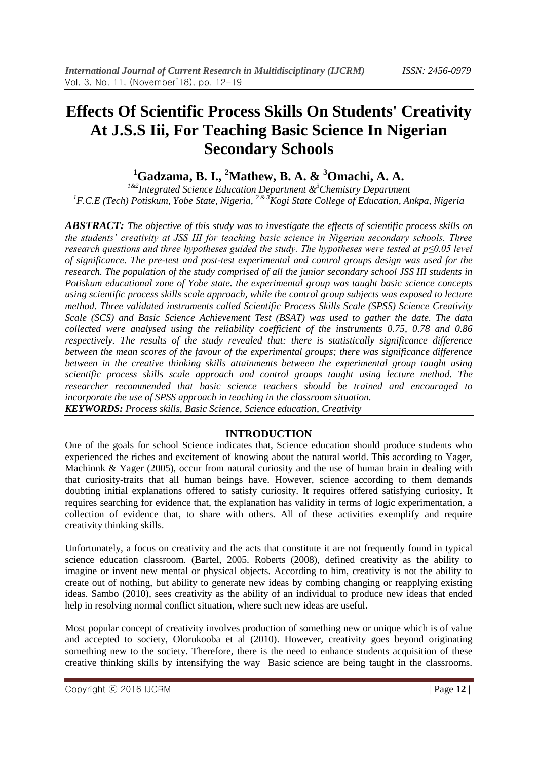# Effects Of Scientific Process Skills On Students' Creativity At J.S.S Iii, For Teaching Basic Science In Nigerian Secondary Schools

**[1]Gadzama, B. I., [2]Mathew, B. A. & [3]Omachi, A. A.**

*[1&2]Integrated Science Education Department &[3]Chemistry Department*
*[1]F.C.E (Tech) Potiskum, Yobe State, Nigeria, [2 & 3]Kogi State College of Education, Ankpa, Nigeria*

***ABSTRACT:*** *The objective of this study was to investigate the effects of scientific process skills on the students' creativity at JSS III for teaching basic science in Nigerian secondary schools. Three research questions and three hypotheses guided the study. The hypotheses were tested at $p \leq 0.05$ level of significance. The pre-test and post-test experimental and control groups design was used for the research. The population of the study comprised of all the junior secondary school JSS III students in Potiskum educational zone of Yobe state. the experimental group was taught basic science concepts using scientific process skills scale approach, while the control group subjects was exposed to lecture method. Three validated instruments called Scientific Process Skills Scale (SPSS) Science Creativity Scale (SCS) and Basic Science Achievement Test (BSAT) was used to gather the date. The data collected were analysed using the reliability coefficient of the instruments 0.75, 0.78 and 0.86 respectively. The results of the study revealed that: there is statistically significance difference between the mean scores of the favour of the experimental groups; there was significance difference between in the creative thinking skills attainments between the experimental group taught using scientific process skills scale approach and control groups taught using lecture method. The researcher recommended that basic science teachers should be trained and encouraged to incorporate the use of SPSS approach in teaching in the classroom situation.*

***KEYWORDS:*** *Process skills, Basic Science, Science education, Creativity*

## INTRODUCTION

One of the goals for school Science indicates that, Science education should produce students who experienced the riches and excitement of knowing about the natural world. This according to Yager, Machinnk & Yager (2005), occur from natural curiosity and the use of human brain in dealing with that curiosity-traits that all human beings have. However, science according to them demands doubting initial explanations offered to satisfy curiosity. It requires offered satisfying curiosity. It requires searching for evidence that, the explanation has validity in terms of logic experimentation, a collection of evidence that, to share with others. All of these activities exemplify and require creativity thinking skills.

Unfortunately, a focus on creativity and the acts that constitute it are not frequently found in typical science education classroom. (Bartel, 2005. Roberts (2008), defined creativity as the ability to imagine or invent new mental or physical objects. According to him, creativity is not the ability to create out of nothing, but ability to generate new ideas by combing changing or reapplying existing ideas. Sambo (2010), sees creativity as the ability of an individual to produce new ideas that ended help in resolving normal conflict situation, where such new ideas are useful.

Most popular concept of creativity involves production of something new or unique which is of value and accepted to society, Olorukooba et al (2010). However, creativity goes beyond originating something new to the society. Therefore, there is the need to enhance students acquisition of these creative thinking skills by intensifying the way Basic science are being taught in the classrooms.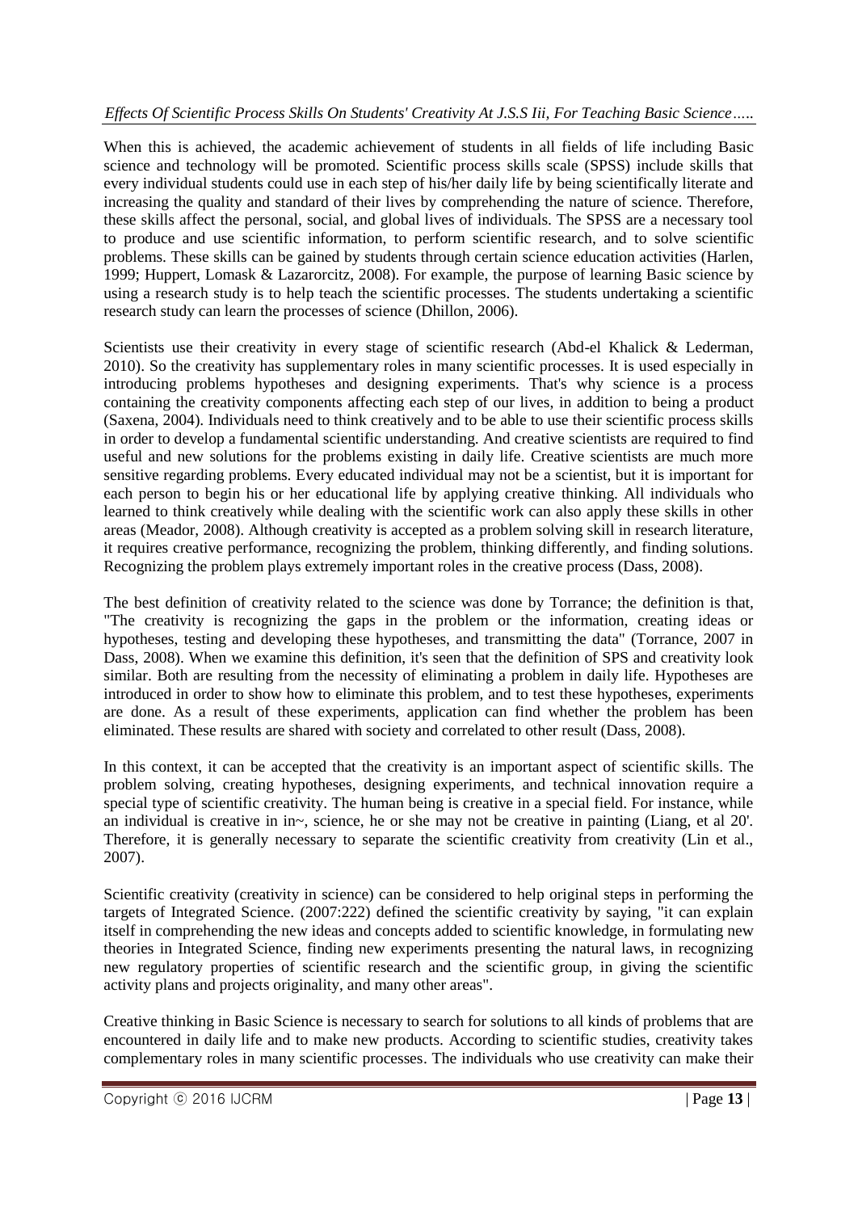When this is achieved, the academic achievement of students in all fields of life including Basic science and technology will be promoted. Scientific process skills scale (SPSS) include skills that every individual students could use in each step of his/her daily life by being scientifically literate and increasing the quality and standard of their lives by comprehending the nature of science. Therefore, these skills affect the personal, social, and global lives of individuals. The SPSS are a necessary tool to produce and use scientific information, to perform scientific research, and to solve scientific problems. These skills can be gained by students through certain science education activities (Harlen, 1999; Huppert, Lomask & Lazarorcitz, 2008). For example, the purpose of learning Basic science by using a research study is to help teach the scientific processes. The students undertaking a scientific research study can learn the processes of science (Dhillon, 2006).

Scientists use their creativity in every stage of scientific research (Abd-el Khalick & Lederman, 2010). So the creativity has supplementary roles in many scientific processes. It is used especially in introducing problems hypotheses and designing experiments. That's why science is a process containing the creativity components affecting each step of our lives, in addition to being a product (Saxena, 2004). Individuals need to think creatively and to be able to use their scientific process skills in order to develop a fundamental scientific understanding. And creative scientists are required to find useful and new solutions for the problems existing in daily life. Creative scientists are much more sensitive regarding problems. Every educated individual may not be a scientist, but it is important for each person to begin his or her educational life by applying creative thinking. All individuals who learned to think creatively while dealing with the scientific work can also apply these skills in other areas (Meador, 2008). Although creativity is accepted as a problem solving skill in research literature, it requires creative performance, recognizing the problem, thinking differently, and finding solutions. Recognizing the problem plays extremely important roles in the creative process (Dass, 2008).

The best definition of creativity related to the science was done by Torrance; the definition is that, "The creativity is recognizing the gaps in the problem or the information, creating ideas or hypotheses, testing and developing these hypotheses, and transmitting the data" (Torrance, 2007 in Dass, 2008). When we examine this definition, it's seen that the definition of SPS and creativity look similar. Both are resulting from the necessity of eliminating a problem in daily life. Hypotheses are introduced in order to show how to eliminate this problem, and to test these hypotheses, experiments are done. As a result of these experiments, application can find whether the problem has been eliminated. These results are shared with society and correlated to other result (Dass, 2008).

In this context, it can be accepted that the creativity is an important aspect of scientific skills. The problem solving, creating hypotheses, designing experiments, and technical innovation require a special type of scientific creativity. The human being is creative in a special field. For instance, while an individual is creative in in~, science, he or she may not be creative in painting (Liang, et al 20'. Therefore, it is generally necessary to separate the scientific creativity from creativity (Lin et al., 2007).

Scientific creativity (creativity in science) can be considered to help original steps in performing the targets of Integrated Science. (2007:222) defined the scientific creativity by saying, "it can explain itself in comprehending the new ideas and concepts added to scientific knowledge, in formulating new theories in Integrated Science, finding new experiments presenting the natural laws, in recognizing new regulatory properties of scientific research and the scientific group, in giving the scientific activity plans and projects originality, and many other areas".

Creative thinking in Basic Science is necessary to search for solutions to all kinds of problems that are encountered in daily life and to make new products. According to scientific studies, creativity takes complementary roles in many scientific processes. The individuals who use creativity can make their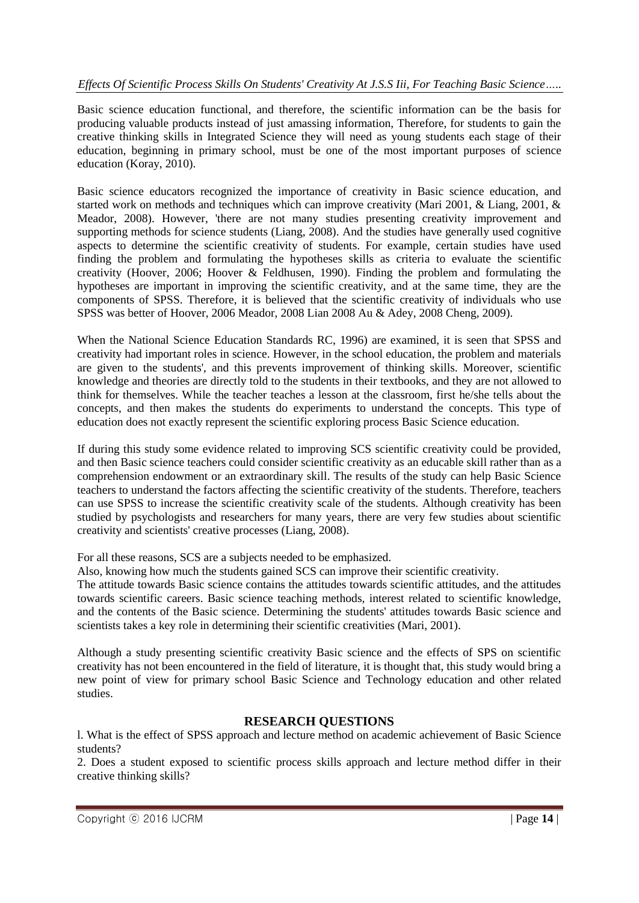Basic science education functional, and therefore, the scientific information can be the basis for producing valuable products instead of just amassing information, Therefore, for students to gain the creative thinking skills in Integrated Science they will need as young students each stage of their education, beginning in primary school, must be one of the most important purposes of science education (Koray, 2010).

Basic science educators recognized the importance of creativity in Basic science education, and started work on methods and techniques which can improve creativity (Mari 2001, & Liang, 2001, & Meador, 2008). However, 'there are not many studies presenting creativity improvement and supporting methods for science students (Liang, 2008). And the studies have generally used cognitive aspects to determine the scientific creativity of students. For example, certain studies have used finding the problem and formulating the hypotheses skills as criteria to evaluate the scientific creativity (Hoover, 2006; Hoover & Feldhusen, 1990). Finding the problem and formulating the hypotheses are important in improving the scientific creativity, and at the same time, they are the components of SPSS. Therefore, it is believed that the scientific creativity of individuals who use SPSS was better of Hoover, 2006 Meador, 2008 Lian 2008 Au & Adey, 2008 Cheng, 2009).

When the National Science Education Standards RC, 1996) are examined, it is seen that SPSS and creativity had important roles in science. However, in the school education, the problem and materials are given to the students', and this prevents improvement of thinking skills. Moreover, scientific knowledge and theories are directly told to the students in their textbooks, and they are not allowed to think for themselves. While the teacher teaches a lesson at the classroom, first he/she tells about the concepts, and then makes the students do experiments to understand the concepts. This type of education does not exactly represent the scientific exploring process Basic Science education.

If during this study some evidence related to improving SCS scientific creativity could be provided, and then Basic science teachers could consider scientific creativity as an educable skill rather than as a comprehension endowment or an extraordinary skill. The results of the study can help Basic Science teachers to understand the factors affecting the scientific creativity of the students. Therefore, teachers can use SPSS to increase the scientific creativity scale of the students. Although creativity has been studied by psychologists and researchers for many years, there are very few studies about scientific creativity and scientists' creative processes (Liang, 2008).

For all these reasons, SCS are a subjects needed to be emphasized.

Also, knowing how much the students gained SCS can improve their scientific creativity.

The attitude towards Basic science contains the attitudes towards scientific attitudes, and the attitudes towards scientific careers. Basic science teaching methods, interest related to scientific knowledge, and the contents of the Basic science. Determining the students' attitudes towards Basic science and scientists takes a key role in determining their scientific creativities (Mari, 2001).

Although a study presenting scientific creativity Basic science and the effects of SPS on scientific creativity has not been encountered in the field of literature, it is thought that, this study would bring a new point of view for primary school Basic Science and Technology education and other related studies.

## RESEARCH QUESTIONS

l. What is the effect of SPSS approach and lecture method on academic achievement of Basic Science students?

2. Does a student exposed to scientific process skills approach and lecture method differ in their creative thinking skills?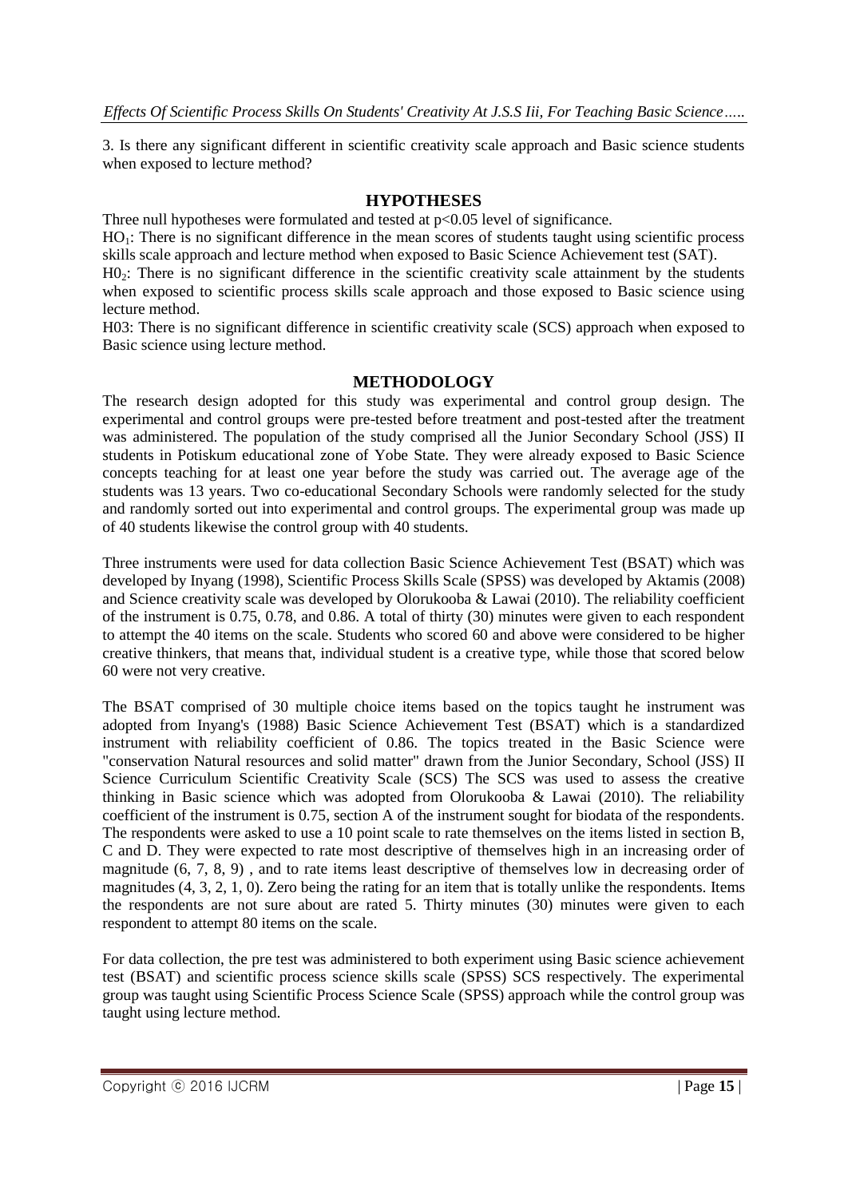3. Is there any significant different in scientific creativity scale approach and Basic science students when exposed to lecture method?

## HYPOTHESES

Three null hypotheses were formulated and tested at $p<0.05$ level of significance.

$HO_1$: There is no significant difference in the mean scores of students taught using scientific process skills scale approach and lecture method when exposed to Basic Science Achievement test (SAT).

$H0_2$: There is no significant difference in the scientific creativity scale attainment by the students when exposed to scientific process skills scale approach and those exposed to Basic science using lecture method.

H03: There is no significant difference in scientific creativity scale (SCS) approach when exposed to Basic science using lecture method.

## METHODOLOGY

The research design adopted for this study was experimental and control group design. The experimental and control groups were pre-tested before treatment and post-tested after the treatment was administered. The population of the study comprised all the Junior Secondary School (JSS) II students in Potiskum educational zone of Yobe State. They were already exposed to Basic Science concepts teaching for at least one year before the study was carried out. The average age of the students was 13 years. Two co-educational Secondary Schools were randomly selected for the study and randomly sorted out into experimental and control groups. The experimental group was made up of 40 students likewise the control group with 40 students.

Three instruments were used for data collection Basic Science Achievement Test (BSAT) which was developed by Inyang (1998), Scientific Process Skills Scale (SPSS) was developed by Aktamis (2008) and Science creativity scale was developed by Olorukooba & Lawai (2010). The reliability coefficient of the instrument is 0.75, 0.78, and 0.86. A total of thirty (30) minutes were given to each respondent to attempt the 40 items on the scale. Students who scored 60 and above were considered to be higher creative thinkers, that means that, individual student is a creative type, while those that scored below 60 were not very creative.

The BSAT comprised of 30 multiple choice items based on the topics taught he instrument was adopted from Inyang's (1988) Basic Science Achievement Test (BSAT) which is a standardized instrument with reliability coefficient of 0.86. The topics treated in the Basic Science were "conservation Natural resources and solid matter" drawn from the Junior Secondary, School (JSS) II Science Curriculum Scientific Creativity Scale (SCS) The SCS was used to assess the creative thinking in Basic science which was adopted from Olorukooba & Lawai (2010). The reliability coefficient of the instrument is 0.75, section A of the instrument sought for biodata of the respondents. The respondents were asked to use a 10 point scale to rate themselves on the items listed in section B, C and D. They were expected to rate most descriptive of themselves high in an increasing order of magnitude (6, 7, 8, 9) , and to rate items least descriptive of themselves low in decreasing order of magnitudes (4, 3, 2, 1, 0). Zero being the rating for an item that is totally unlike the respondents. Items the respondents are not sure about are rated 5. Thirty minutes (30) minutes were given to each respondent to attempt 80 items on the scale.

For data collection, the pre test was administered to both experiment using Basic science achievement test (BSAT) and scientific process science skills scale (SPSS) SCS respectively. The experimental group was taught using Scientific Process Science Scale (SPSS) approach while the control group was taught using lecture method.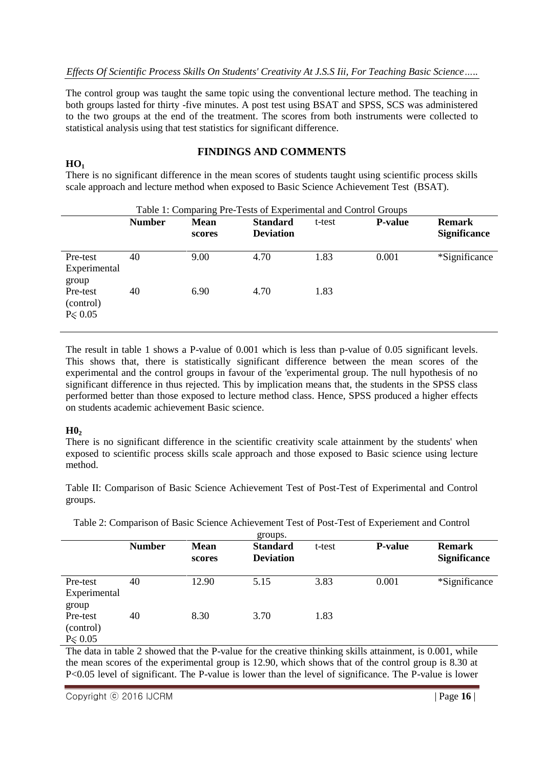The control group was taught the same topic using the conventional lecture method. The teaching in both groups lasted for thirty -five minutes. A post test using BSAT and SPSS, SCS was administered to the two groups at the end of the treatment. The scores from both instruments were collected to statistical analysis using that test statistics for significant difference.

## FINDINGS AND COMMENTS

**$HO_1$**

There is no significant difference in the mean scores of students taught using scientific process skills scale approach and lecture method when exposed to Basic Science Achievement Test (BSAT).

Table 1: Comparing Pre-Tests of Experimental and Control Groups

| | **Number** | **Mean scores** | **Standard Deviation** | t-test | **P-value** | **Remark Significance** |
|---|---|---|---|---|---|---|
| Pre-test Experimental group | 40 | 9.00 | 4.70 | 1.83 | 0.001 | *Significance |
| Pre-test (control) $P \leqslant 0.05$ | 40 | 6.90 | 4.70 | 1.83 | | |

The result in table 1 shows a P-value of 0.001 which is less than p-value of 0.05 significant levels. This shows that, there is statistically significant difference between the mean scores of the experimental and the control groups in favour of the 'experimental group. The null hypothesis of no significant difference in thus rejected. This by implication means that, the students in the SPSS class performed better than those exposed to lecture method class. Hence, SPSS produced a higher effects on students academic achievement Basic science.

**$H0_2$**

There is no significant difference in the scientific creativity scale attainment by the students' when exposed to scientific process skills scale approach and those exposed to Basic science using lecture method.

Table II: Comparison of Basic Science Achievement Test of Post-Test of Experimental and Control groups.

Table 2: Comparison of Basic Science Achievement Test of Post-Test of Experiement and Control groups.

| | **Number** | **Mean scores** | **Standard Deviation** | t-test | **P-value** | **Remark Significance** |
|---|---|---|---|---|---|---|
| Pre-test Experimental group | 40 | 12.90 | 5.15 | 3.83 | 0.001 | *Significance |
| Pre-test (control) $P \leqslant 0.05$ | 40 | 8.30 | 3.70 | 1.83 | | |

The data in table 2 showed that the P-value for the creative thinking skills attainment, is 0.001, while the mean scores of the experimental group is 12.90, which shows that of the control group is 8.30 at $P<0.05$ level of significant. The P-value is lower than the level of significance. The P-value is lower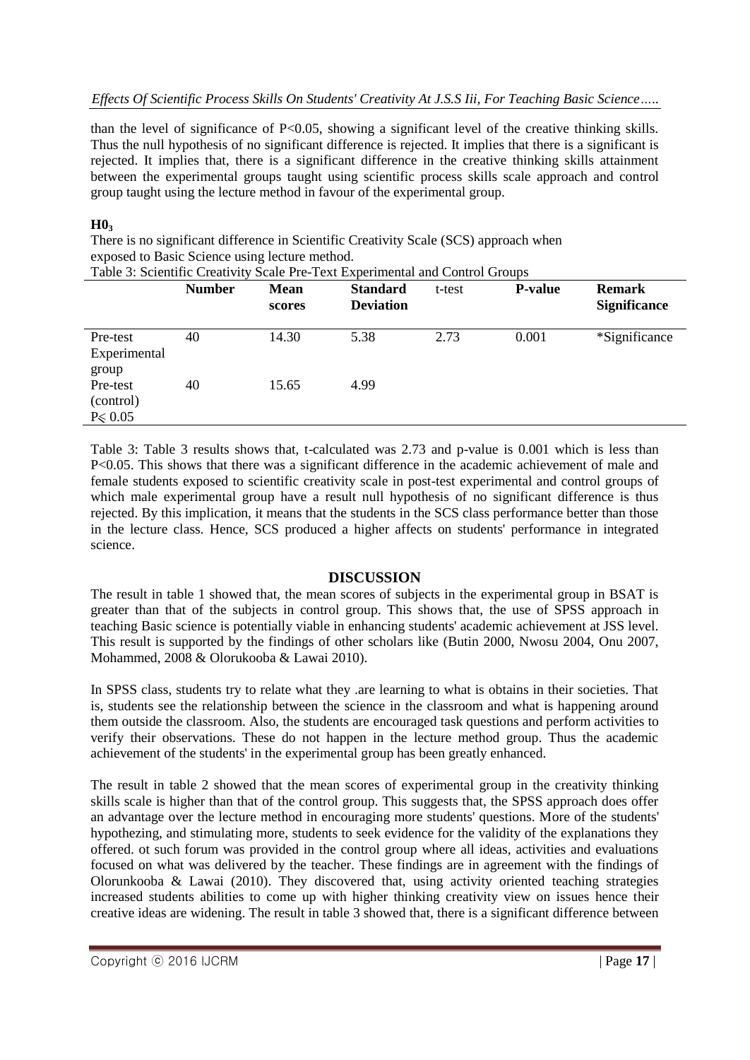than the level of significance of $P<0.05$, showing a significant level of the creative thinking skills. Thus the null hypothesis of no significant difference is rejected. It implies that there is a significant is rejected. It implies that, there is a significant difference in the creative thinking skills attainment between the experimental groups taught using scientific process skills scale approach and control group taught using the lecture method in favour of the experimental group.

**$H0_3$**

There is no significant difference in Scientific Creativity Scale (SCS) approach when exposed to Basic Science using lecture method.

Table 3: Scientific Creativity Scale Pre-Text Experimental and Control Groups

| | **Number** | **Mean scores** | **Standard Deviation** | t-test | **P-value** | **Remark Significance** |
|---|---|---|---|---|---|---|
| Pre-test Experimental group | 40 | 14.30 | 5.38 | 2.73 | 0.001 | *Significance |
| Pre-test (control) | 40 | 15.65 | 4.99 | | | |
| $P\leqslant 0.05$ | | | | | | |

Table 3: Table 3 results shows that, t-calculated was 2.73 and p-value is 0.001 which is less than $P<0.05$. This shows that there was a significant difference in the academic achievement of male and female students exposed to scientific creativity scale in post-test experimental and control groups of which male experimental group have a result null hypothesis of no significant difference is thus rejected. By this implication, it means that the students in the SCS class performance better than those in the lecture class. Hence, SCS produced a higher affects on students' performance in integrated science.

## DISCUSSION

The result in table 1 showed that, the mean scores of subjects in the experimental group in BSAT is greater than that of the subjects in control group. This shows that, the use of SPSS approach in teaching Basic science is potentially viable in enhancing students' academic achievement at JSS level. This result is supported by the findings of other scholars like (Butin 2000, Nwosu 2004, Onu 2007, Mohammed, 2008 & Olorukooba & Lawai 2010).

In SPSS class, students try to relate what they .are learning to what is obtains in their societies. That is, students see the relationship between the science in the classroom and what is happening around them outside the classroom. Also, the students are encouraged task questions and perform activities to verify their observations. These do not happen in the lecture method group. Thus the academic achievement of the students' in the experimental group has been greatly enhanced.

The result in table 2 showed that the mean scores of experimental group in the creativity thinking skills scale is higher than that of the control group. This suggests that, the SPSS approach does offer an advantage over the lecture method in encouraging more students' questions. More of the students' hypothezing, and stimulating more, students to seek evidence for the validity of the explanations they offered. ot such forum was provided in the control group where all ideas, activities and evaluations focused on what was delivered by the teacher. These findings are in agreement with the findings of Olorunkooba & Lawai (2010). They discovered that, using activity oriented teaching strategies increased students abilities to come up with higher thinking creativity view on issues hence their creative ideas are widening. The result in table 3 showed that, there is a significant difference between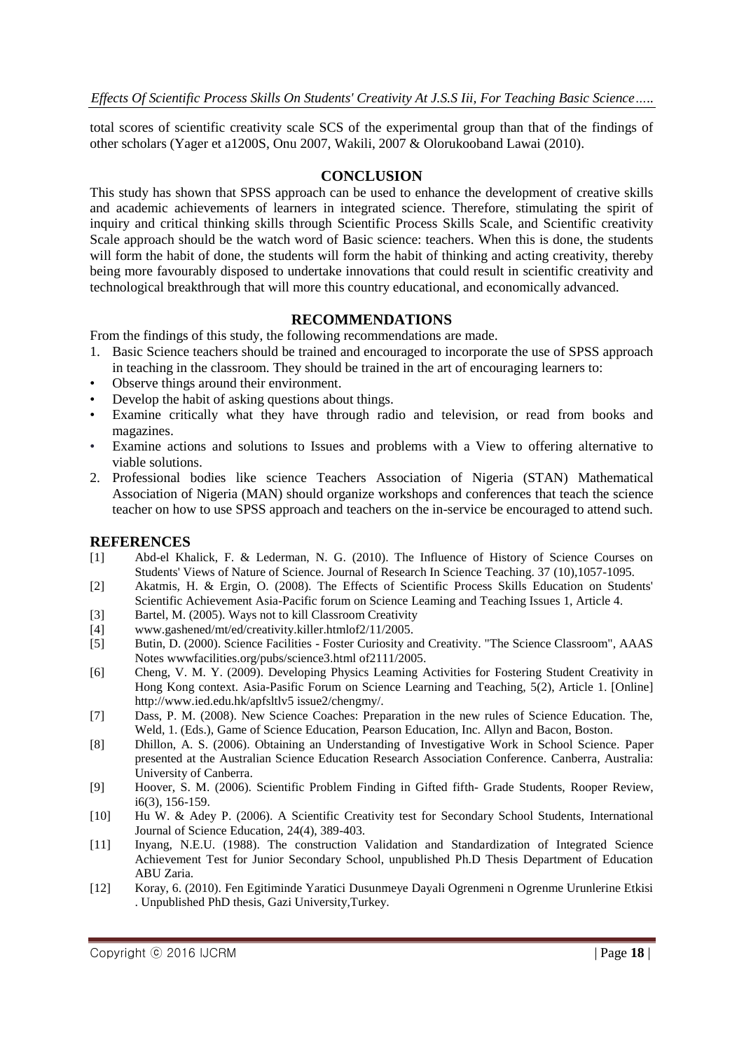total scores of scientific creativity scale SCS of the experimental group than that of the findings of other scholars (Yager et a1200S, Onu 2007, Wakili, 2007 & Olorukooband Lawai (2010).

## CONCLUSION

This study has shown that SPSS approach can be used to enhance the development of creative skills and academic achievements of learners in integrated science. Therefore, stimulating the spirit of inquiry and critical thinking skills through Scientific Process Skills Scale, and Scientific creativity Scale approach should be the watch word of Basic science: teachers. When this is done, the students will form the habit of done, the students will form the habit of thinking and acting creativity, thereby being more favourably disposed to undertake innovations that could result in scientific creativity and technological breakthrough that will more this country educational, and economically advanced.

## RECOMMENDATIONS

From the findings of this study, the following recommendations are made.

1. Basic Science teachers should be trained and encouraged to incorporate the use of SPSS approach in teaching in the classroom. They should be trained in the art of encouraging learners to:

- Observe things around their environment.
- Develop the habit of asking questions about things.
- Examine critically what they have through radio and television, or read from books and magazines.
- Examine actions and solutions to Issues and problems with a View to offering alternative to viable solutions.

2. Professional bodies like science Teachers Association of Nigeria (STAN) Mathematical Association of Nigeria (MAN) should organize workshops and conferences that teach the science teacher on how to use SPSS approach and teachers on the in-service be encouraged to attend such.

## REFERENCES

[1] Abd-el Khalick, F. & Lederman, N. G. (2010). The Influence of History of Science Courses on Students' Views of Nature of Science. Journal of Research In Science Teaching. 37 (10),1057-1095.

[2] Akatmis, H. & Ergin, O. (2008). The Effects of Scientific Process Skills Education on Students' Scientific Achievement Asia-Pacific forum on Science Leaming and Teaching Issues 1, Article 4.

[3] Bartel, M. (2005). Ways not to kill Classroom Creativity

[4] www.gashened/mt/ed/creativity.killer.htmlof2/11/2005.

[5] Butin, D. (2000). Science Facilities - Foster Curiosity and Creativity. "The Science Classroom", AAAS Notes wwwfacilities.org/pubs/science3.html of2111/2005.

[6] Cheng, V. M. Y. (2009). Developing Physics Leaming Activities for Fostering Student Creativity in Hong Kong context. Asia-Pasific Forum on Science Learning and Teaching, 5(2), Article 1. [Online] http://www.ied.edu.hk/apfsltlv5 issue2/chengmy/.

[7] Dass, P. M. (2008). New Science Coaches: Preparation in the new rules of Science Education. The, Weld, 1. (Eds.), Game of Science Education, Pearson Education, Inc. Allyn and Bacon, Boston.

[8] Dhillon, A. S. (2006). Obtaining an Understanding of Investigative Work in School Science. Paper presented at the Australian Science Education Research Association Conference. Canberra, Australia: University of Canberra.

[9] Hoover, S. M. (2006). Scientific Problem Finding in Gifted fifth- Grade Students, Rooper Review, i6(3), 156-159.

[10] Hu W. & Adey P. (2006). A Scientific Creativity test for Secondary School Students, International Journal of Science Education, 24(4), 389-403.

[11] Inyang, N.E.U. (1988). The construction Validation and Standardization of Integrated Science Achievement Test for Junior Secondary School, unpublished Ph.D Thesis Department of Education ABU Zaria.

[12] Koray, 6. (2010). Fen Egitiminde Yaratici Dusunmeye Dayali Ogrenmeni n Ogrenme Urunlerine Etkisi . Unpublished PhD thesis, Gazi University,Turkey.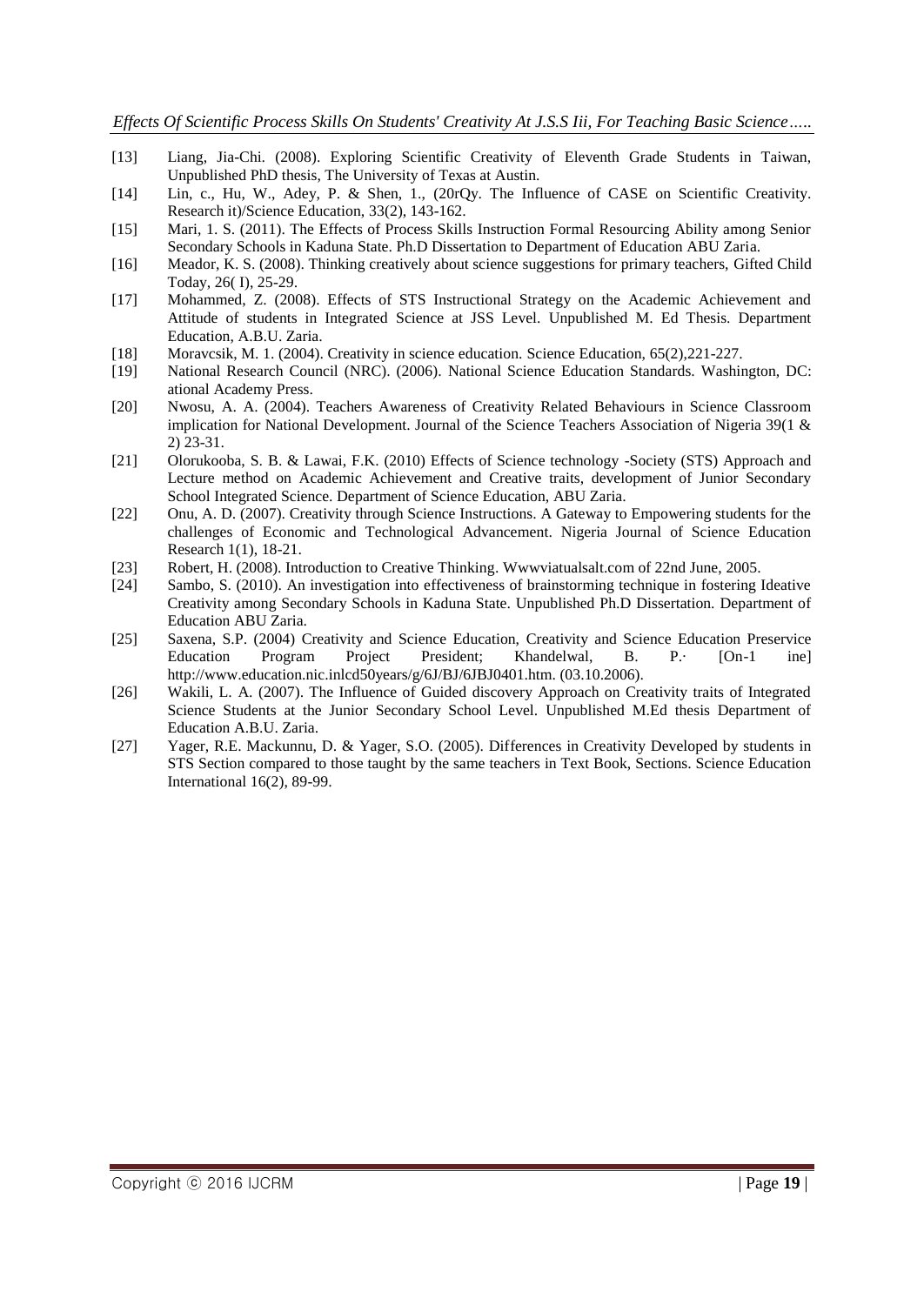[13] Liang, Jia-Chi. (2008). Exploring Scientific Creativity of Eleventh Grade Students in Taiwan, Unpublished PhD thesis, The University of Texas at Austin.

[14] Lin, c., Hu, W., Adey, P. & Shen, 1., (20rQy. The Influence of CASE on Scientific Creativity. Research it)/Science Education, 33(2), 143-162.

[15] Mari, 1. S. (2011). The Effects of Process Skills Instruction Formal Resourcing Ability among Senior Secondary Schools in Kaduna State. Ph.D Dissertation to Department of Education ABU Zaria.

[16] Meador, K. S. (2008). Thinking creatively about science suggestions for primary teachers, Gifted Child Today, 26( I), 25-29.

[17] Mohammed, Z. (2008). Effects of STS Instructional Strategy on the Academic Achievement and Attitude of students in Integrated Science at JSS Level. Unpublished M. Ed Thesis. Department Education, A.B.U. Zaria.

[18] Moravcsik, M. 1. (2004). Creativity in science education. Science Education, 65(2),221-227.

[19] National Research Council (NRC). (2006). National Science Education Standards. Washington, DC: ational Academy Press.

[20] Nwosu, A. A. (2004). Teachers Awareness of Creativity Related Behaviours in Science Classroom implication for National Development. Journal of the Science Teachers Association of Nigeria 39(1 & 2) 23-31.

[21] Olorukooba, S. B. & Lawai, F.K. (2010) Effects of Science technology -Society (STS) Approach and Lecture method on Academic Achievement and Creative traits, development of Junior Secondary School Integrated Science. Department of Science Education, ABU Zaria.

[22] Onu, A. D. (2007). Creativity through Science Instructions. A Gateway to Empowering students for the challenges of Economic and Technological Advancement. Nigeria Journal of Science Education Research 1(1), 18-21.

[23] Robert, H. (2008). Introduction to Creative Thinking. Wwwviatualsalt.com of 22nd June, 2005.

[24] Sambo, S. (2010). An investigation into effectiveness of brainstorming technique in fostering Ideative Creativity among Secondary Schools in Kaduna State. Unpublished Ph.D Dissertation. Department of Education ABU Zaria.

[25] Saxena, S.P. (2004) Creativity and Science Education, Creativity and Science Education Preservice Education Program Project President; Khandelwal, B. P.· [On-1 ine] http://www.education.nic.inlcd50years/g/6J/BJ/6JBJ0401.htm. (03.10.2006).

[26] Wakili, L. A. (2007). The Influence of Guided discovery Approach on Creativity traits of Integrated Science Students at the Junior Secondary School Level. Unpublished M.Ed thesis Department of Education A.B.U. Zaria.

[27] Yager, R.E. Mackunnu, D. & Yager, S.O. (2005). Differences in Creativity Developed by students in STS Section compared to those taught by the same teachers in Text Book, Sections. Science Education International 16(2), 89-99.